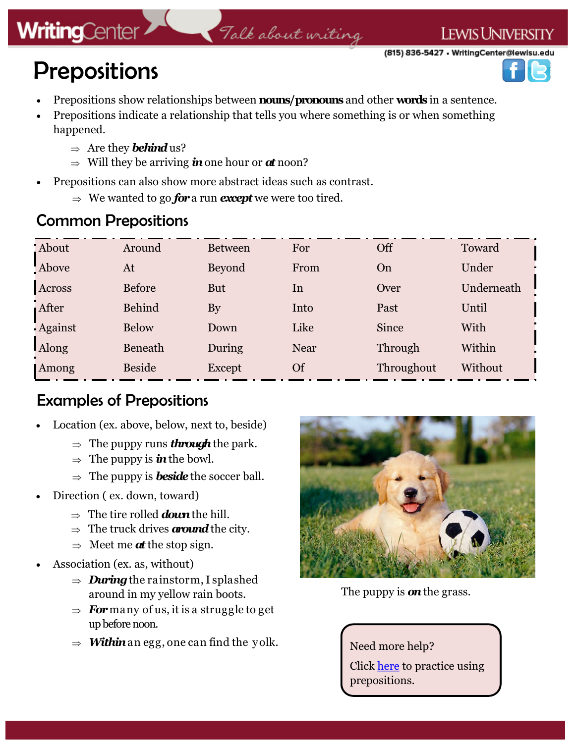# Prepositions

- Prepositions show relationships between **nouns/pronouns** and other **words** in a sentence.
- Prepositions indicate a relationship that tells you where something is or when something happened.
  - ⇒ Are they ***behind*** us?
  - ⇒ Will they be arriving ***in*** one hour or ***at*** noon?
- Prepositions can also show more abstract ideas such as contrast.
  - ⇒ We wanted to go ***for*** a run ***except*** we were too tired.

## Common Prepositions

| | | | | | |
|---|---|---|---|---|---|
| About | Around | Between | For | Off | Toward |
| Above | At | Beyond | From | On | Under |
| Across | Before | But | In | Over | Underneath |
| After | Behind | By | Into | Past | Until |
| Against | Below | Down | Like | Since | With |
| Along | Beneath | During | Near | Through | Within |
| Among | Beside | Except | Of | Throughout | Without |

## Examples of Prepositions

- Location (ex. above, below, next to, beside)
  - ⇒ The puppy runs ***through*** the park.
  - ⇒ The puppy is ***in*** the bowl.
  - ⇒ The puppy is ***beside*** the soccer ball.
- Direction ( ex. down, toward)
  - ⇒ The tire rolled ***down*** the hill.
  - ⇒ The truck drives ***around*** the city.
  - ⇒ Meet me ***at*** the stop sign.
- Association (ex. as, without)
  - ⇒ ***During*** the rainstorm, I splashed around in my yellow rain boots.
  - ⇒ ***For*** many of us, it is a struggle to get up before noon.
  - ⇒ ***Within*** an egg, one can find the yolk.

The puppy is ***on*** the grass.

Need more help?

Click here to practice using prepositions.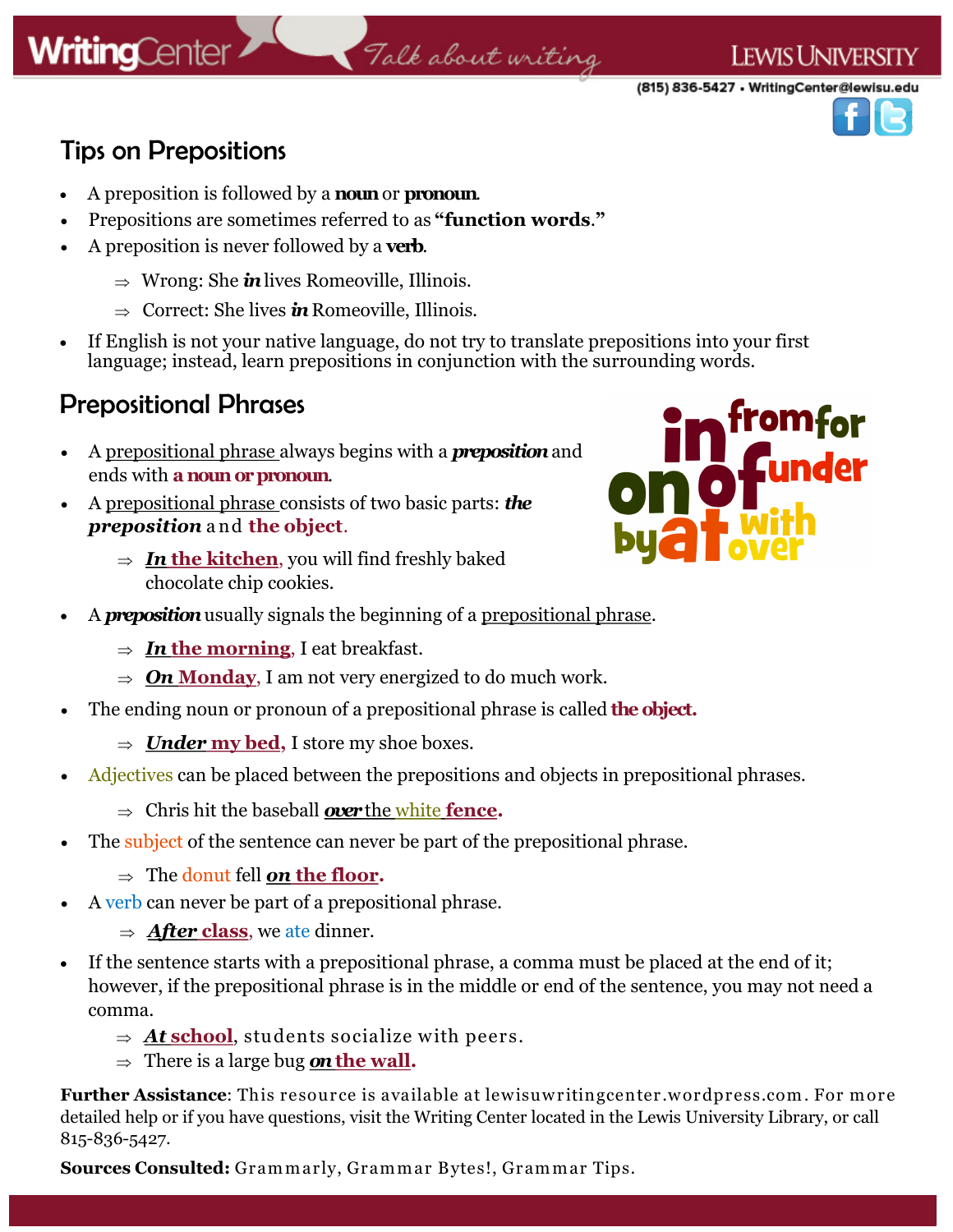# Tips on Prepositions

- A preposition is followed by a **noun** or **pronoun**.
- Prepositions are sometimes referred to as **"function words**."
- A preposition is never followed by a **verb**.
  - ⇒ Wrong: She ***in*** lives Romeoville, Illinois.
  - ⇒ Correct: She lives ***in*** Romeoville, Illinois.
- If English is not your native language, do not try to translate prepositions into your first language; instead, learn prepositions in conjunction with the surrounding words.

## Prepositional Phrases

- A prepositional phrase always begins with a ***preposition*** and ends with **a noun or pronoun**.
- A prepositional phrase consists of two basic parts: ***the preposition*** and **the object**.
  - ⇒ ***In* the kitchen**, you will find freshly baked chocolate chip cookies.
- A ***preposition*** usually signals the beginning of a prepositional phrase.
  - ⇒ ***In* the morning**, I eat breakfast.
  - ⇒ ***On* Monday**, I am not very energized to do much work.
- The ending noun or pronoun of a prepositional phrase is called **the object.**
  - ⇒ ***Under* my bed,** I store my shoe boxes.
- Adjectives can be placed between the prepositions and objects in prepositional phrases.
  - ⇒ Chris hit the baseball ***over*** the white **fence.**
- The subject of the sentence can never be part of the prepositional phrase.
  - ⇒ The donut fell ***on* the floor.**
- A verb can never be part of a prepositional phrase.
  - ⇒ ***After* class**, we ate dinner.
- If the sentence starts with a prepositional phrase, a comma must be placed at the end of it; however, if the prepositional phrase is in the middle or end of the sentence, you may not need a comma.
  - ⇒ ***At* school**, students socialize with peers.
  - ⇒ There is a large bug ***on* the wall.**

in from for on of under by at with over

**Further Assistance**: This resource is available at lewisuwritingcenter.wordpress.com. For more detailed help or if you have questions, visit the Writing Center located in the Lewis University Library, or call 815-836-5427.

**Sources Consulted:** Grammarly, Grammar Bytes!, Grammar Tips.